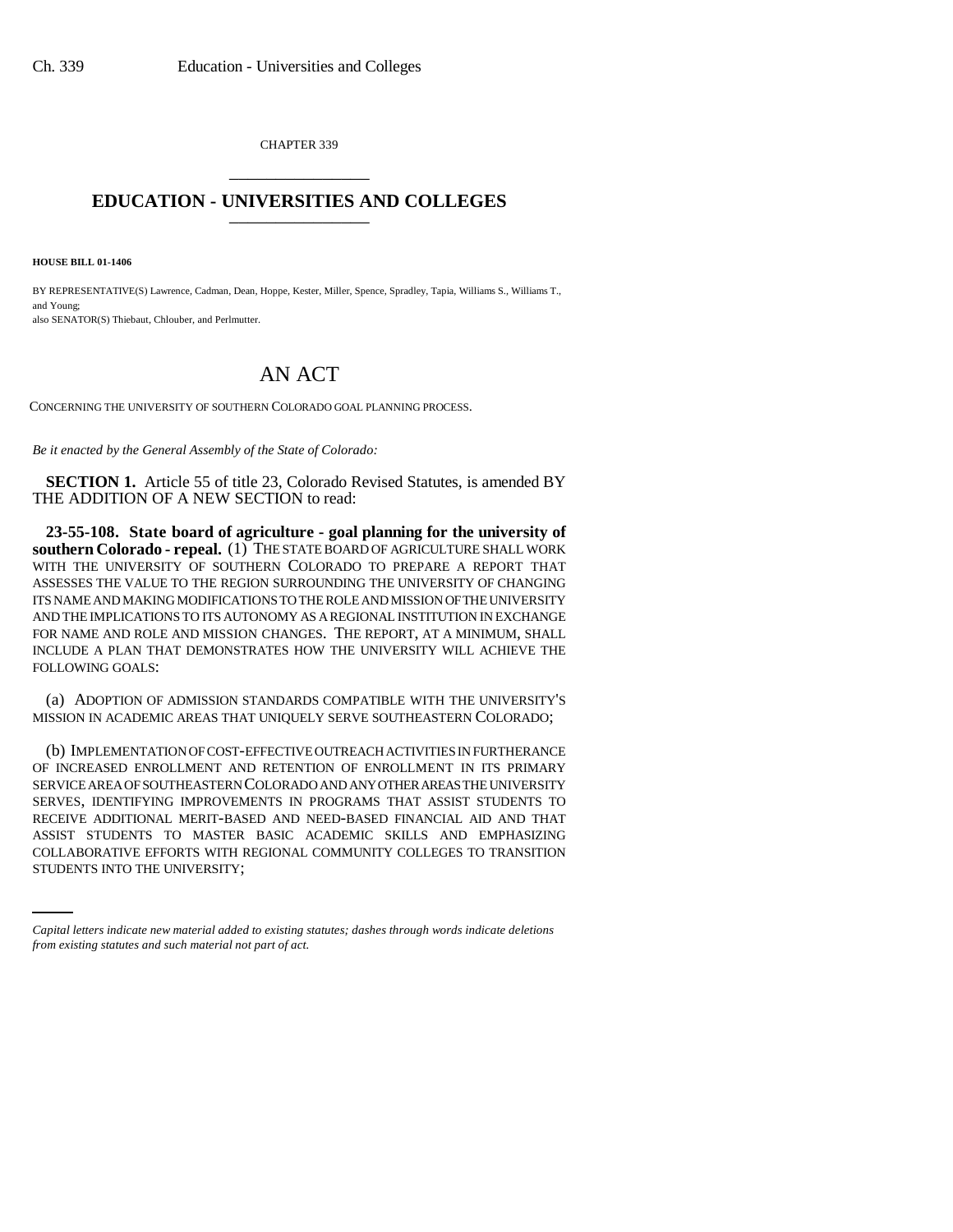CHAPTER 339

# EDUCATION - UNIVERSITIES AND COLLEGES

**HOUSE BILL 01-1406**

BY REPRESENTATIVE(S) Lawrence, Cadman, Dean, Hoppe, Kester, Miller, Spence, Spradley, Tapia, Williams S., Williams T., and Young;
also SENATOR(S) Thiebaut, Chlouber, and Perlmutter.

## AN ACT

CONCERNING THE UNIVERSITY OF SOUTHERN COLORADO GOAL PLANNING PROCESS.

*Be it enacted by the General Assembly of the State of Colorado:*

**SECTION 1.** Article 55 of title 23, Colorado Revised Statutes, is amended BY THE ADDITION OF A NEW SECTION to read:

**23-55-108. State board of agriculture - goal planning for the university of southern Colorado - repeal.** (1) THE STATE BOARD OF AGRICULTURE SHALL WORK WITH THE UNIVERSITY OF SOUTHERN COLORADO TO PREPARE A REPORT THAT ASSESSES THE VALUE TO THE REGION SURROUNDING THE UNIVERSITY OF CHANGING ITS NAME AND MAKING MODIFICATIONS TO THE ROLE AND MISSION OF THE UNIVERSITY AND THE IMPLICATIONS TO ITS AUTONOMY AS A REGIONAL INSTITUTION IN EXCHANGE FOR NAME AND ROLE AND MISSION CHANGES. THE REPORT, AT A MINIMUM, SHALL INCLUDE A PLAN THAT DEMONSTRATES HOW THE UNIVERSITY WILL ACHIEVE THE FOLLOWING GOALS:

(a) ADOPTION OF ADMISSION STANDARDS COMPATIBLE WITH THE UNIVERSITY'S MISSION IN ACADEMIC AREAS THAT UNIQUELY SERVE SOUTHEASTERN COLORADO;

(b) IMPLEMENTATION OF COST-EFFECTIVE OUTREACH ACTIVITIES IN FURTHERANCE OF INCREASED ENROLLMENT AND RETENTION OF ENROLLMENT IN ITS PRIMARY SERVICE AREA OF SOUTHEASTERN COLORADO AND ANY OTHER AREAS THE UNIVERSITY SERVES, IDENTIFYING IMPROVEMENTS IN PROGRAMS THAT ASSIST STUDENTS TO RECEIVE ADDITIONAL MERIT-BASED AND NEED-BASED FINANCIAL AID AND THAT ASSIST STUDENTS TO MASTER BASIC ACADEMIC SKILLS AND EMPHASIZING COLLABORATIVE EFFORTS WITH REGIONAL COMMUNITY COLLEGES TO TRANSITION STUDENTS INTO THE UNIVERSITY;

*Capital letters indicate new material added to existing statutes; dashes through words indicate deletions from existing statutes and such material not part of act.*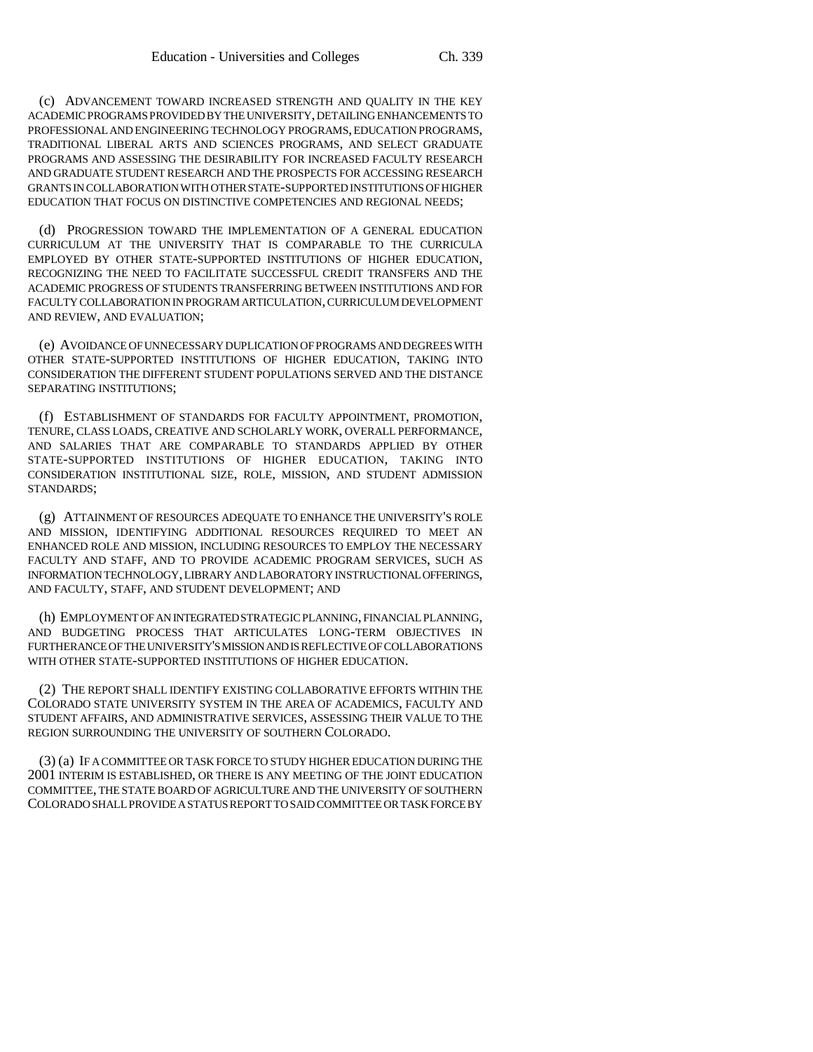(c) ADVANCEMENT TOWARD INCREASED STRENGTH AND QUALITY IN THE KEY ACADEMIC PROGRAMS PROVIDED BY THE UNIVERSITY, DETAILING ENHANCEMENTS TO PROFESSIONAL AND ENGINEERING TECHNOLOGY PROGRAMS, EDUCATION PROGRAMS, TRADITIONAL LIBERAL ARTS AND SCIENCES PROGRAMS, AND SELECT GRADUATE PROGRAMS AND ASSESSING THE DESIRABILITY FOR INCREASED FACULTY RESEARCH AND GRADUATE STUDENT RESEARCH AND THE PROSPECTS FOR ACCESSING RESEARCH GRANTS IN COLLABORATION WITH OTHER STATE-SUPPORTED INSTITUTIONS OF HIGHER EDUCATION THAT FOCUS ON DISTINCTIVE COMPETENCIES AND REGIONAL NEEDS;

(d) PROGRESSION TOWARD THE IMPLEMENTATION OF A GENERAL EDUCATION CURRICULUM AT THE UNIVERSITY THAT IS COMPARABLE TO THE CURRICULA EMPLOYED BY OTHER STATE-SUPPORTED INSTITUTIONS OF HIGHER EDUCATION, RECOGNIZING THE NEED TO FACILITATE SUCCESSFUL CREDIT TRANSFERS AND THE ACADEMIC PROGRESS OF STUDENTS TRANSFERRING BETWEEN INSTITUTIONS AND FOR FACULTY COLLABORATION IN PROGRAM ARTICULATION, CURRICULUM DEVELOPMENT AND REVIEW, AND EVALUATION;

(e) AVOIDANCE OF UNNECESSARY DUPLICATION OF PROGRAMS AND DEGREES WITH OTHER STATE-SUPPORTED INSTITUTIONS OF HIGHER EDUCATION, TAKING INTO CONSIDERATION THE DIFFERENT STUDENT POPULATIONS SERVED AND THE DISTANCE SEPARATING INSTITUTIONS;

(f) ESTABLISHMENT OF STANDARDS FOR FACULTY APPOINTMENT, PROMOTION, TENURE, CLASS LOADS, CREATIVE AND SCHOLARLY WORK, OVERALL PERFORMANCE, AND SALARIES THAT ARE COMPARABLE TO STANDARDS APPLIED BY OTHER STATE-SUPPORTED INSTITUTIONS OF HIGHER EDUCATION, TAKING INTO CONSIDERATION INSTITUTIONAL SIZE, ROLE, MISSION, AND STUDENT ADMISSION STANDARDS;

(g) ATTAINMENT OF RESOURCES ADEQUATE TO ENHANCE THE UNIVERSITY'S ROLE AND MISSION, IDENTIFYING ADDITIONAL RESOURCES REQUIRED TO MEET AN ENHANCED ROLE AND MISSION, INCLUDING RESOURCES TO EMPLOY THE NECESSARY FACULTY AND STAFF, AND TO PROVIDE ACADEMIC PROGRAM SERVICES, SUCH AS INFORMATION TECHNOLOGY, LIBRARY AND LABORATORY INSTRUCTIONAL OFFERINGS, AND FACULTY, STAFF, AND STUDENT DEVELOPMENT; AND

(h) EMPLOYMENT OF AN INTEGRATED STRATEGIC PLANNING, FINANCIAL PLANNING, AND BUDGETING PROCESS THAT ARTICULATES LONG-TERM OBJECTIVES IN FURTHERANCE OF THE UNIVERSITY'S MISSION AND IS REFLECTIVE OF COLLABORATIONS WITH OTHER STATE-SUPPORTED INSTITUTIONS OF HIGHER EDUCATION.

(2) THE REPORT SHALL IDENTIFY EXISTING COLLABORATIVE EFFORTS WITHIN THE COLORADO STATE UNIVERSITY SYSTEM IN THE AREA OF ACADEMICS, FACULTY AND STUDENT AFFAIRS, AND ADMINISTRATIVE SERVICES, ASSESSING THEIR VALUE TO THE REGION SURROUNDING THE UNIVERSITY OF SOUTHERN COLORADO.

(3) (a) IF A COMMITTEE OR TASK FORCE TO STUDY HIGHER EDUCATION DURING THE 2001 INTERIM IS ESTABLISHED, OR THERE IS ANY MEETING OF THE JOINT EDUCATION COMMITTEE, THE STATE BOARD OF AGRICULTURE AND THE UNIVERSITY OF SOUTHERN COLORADO SHALL PROVIDE A STATUS REPORT TO SAID COMMITTEE OR TASK FORCE BY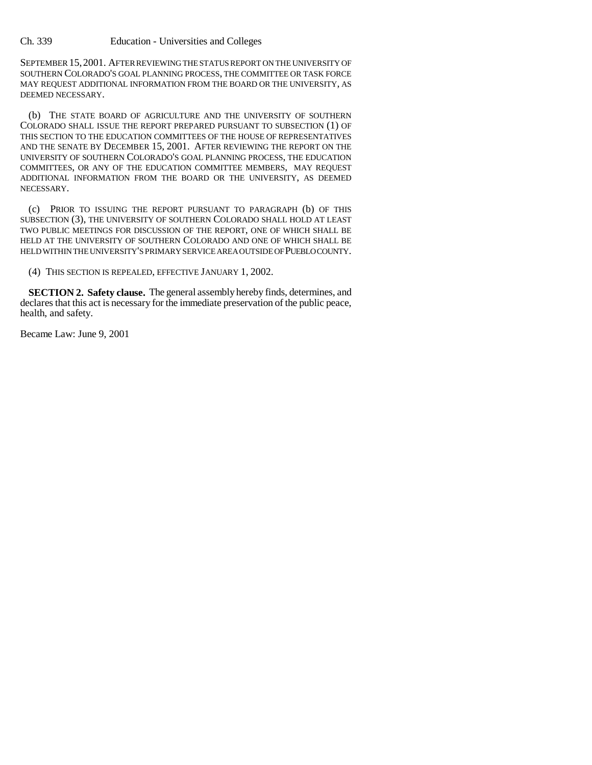SEPTEMBER 15, 2001. AFTER REVIEWING THE STATUS REPORT ON THE UNIVERSITY OF SOUTHERN COLORADO'S GOAL PLANNING PROCESS, THE COMMITTEE OR TASK FORCE MAY REQUEST ADDITIONAL INFORMATION FROM THE BOARD OR THE UNIVERSITY, AS DEEMED NECESSARY.

(b) THE STATE BOARD OF AGRICULTURE AND THE UNIVERSITY OF SOUTHERN COLORADO SHALL ISSUE THE REPORT PREPARED PURSUANT TO SUBSECTION (1) OF THIS SECTION TO THE EDUCATION COMMITTEES OF THE HOUSE OF REPRESENTATIVES AND THE SENATE BY DECEMBER 15, 2001. AFTER REVIEWING THE REPORT ON THE UNIVERSITY OF SOUTHERN COLORADO'S GOAL PLANNING PROCESS, THE EDUCATION COMMITTEES, OR ANY OF THE EDUCATION COMMITTEE MEMBERS, MAY REQUEST ADDITIONAL INFORMATION FROM THE BOARD OR THE UNIVERSITY, AS DEEMED NECESSARY.

(c) PRIOR TO ISSUING THE REPORT PURSUANT TO PARAGRAPH (b) OF THIS SUBSECTION (3), THE UNIVERSITY OF SOUTHERN COLORADO SHALL HOLD AT LEAST TWO PUBLIC MEETINGS FOR DISCUSSION OF THE REPORT, ONE OF WHICH SHALL BE HELD AT THE UNIVERSITY OF SOUTHERN COLORADO AND ONE OF WHICH SHALL BE HELD WITHIN THE UNIVERSITY'S PRIMARY SERVICE AREA OUTSIDE OF PUEBLO COUNTY.

(4) THIS SECTION IS REPEALED, EFFECTIVE JANUARY 1, 2002.

**SECTION 2. Safety clause.** The general assembly hereby finds, determines, and declares that this act is necessary for the immediate preservation of the public peace, health, and safety.

Became Law: June 9, 2001